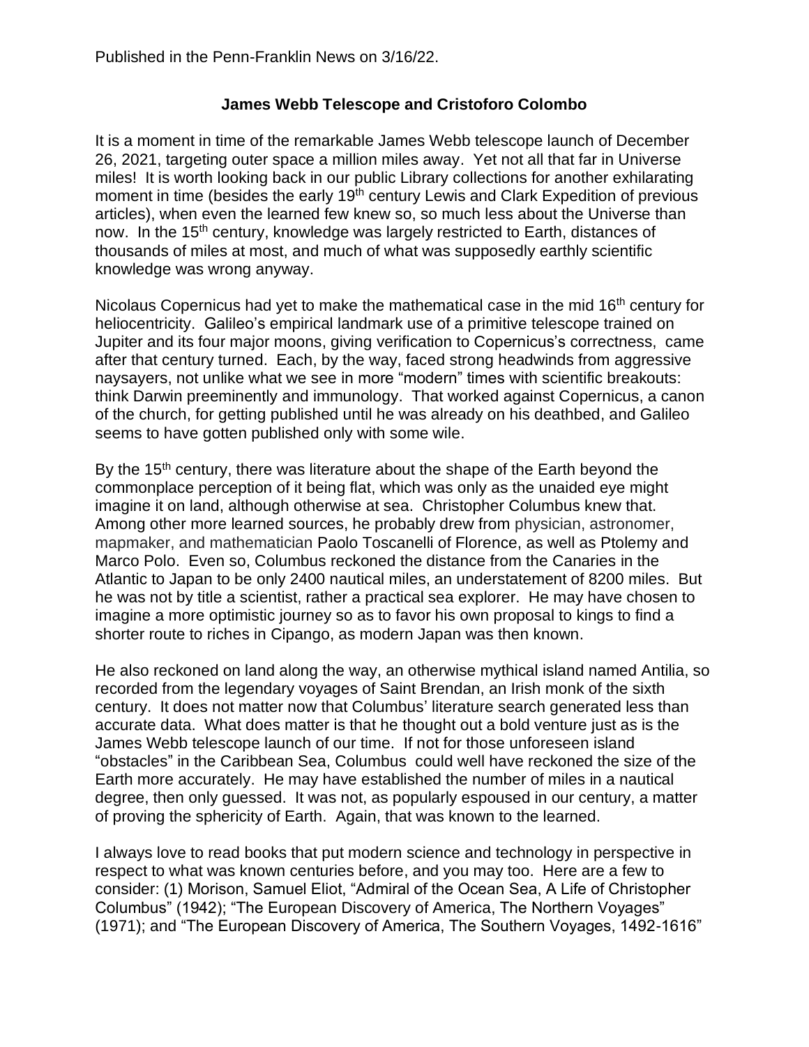Published in the Penn-Franklin News on 3/16/22.

## James Webb Telescope and Cristoforo Colombo

It is a moment in time of the remarkable James Webb telescope launch of December 26, 2021, targeting outer space a million miles away. Yet not all that far in Universe miles! It is worth looking back in our public Library collections for another exhilarating moment in time (besides the early 19th century Lewis and Clark Expedition of previous articles), when even the learned few knew so, so much less about the Universe than now. In the 15th century, knowledge was largely restricted to Earth, distances of thousands of miles at most, and much of what was supposedly earthly scientific knowledge was wrong anyway.

Nicolaus Copernicus had yet to make the mathematical case in the mid 16th century for heliocentricity. Galileo's empirical landmark use of a primitive telescope trained on Jupiter and its four major moons, giving verification to Copernicus's correctness, came after that century turned. Each, by the way, faced strong headwinds from aggressive naysayers, not unlike what we see in more "modern" times with scientific breakouts: think Darwin preeminently and immunology. That worked against Copernicus, a canon of the church, for getting published until he was already on his deathbed, and Galileo seems to have gotten published only with some wile.

By the 15th century, there was literature about the shape of the Earth beyond the commonplace perception of it being flat, which was only as the unaided eye might imagine it on land, although otherwise at sea. Christopher Columbus knew that. Among other more learned sources, he probably drew from physician, astronomer, mapmaker, and mathematician Paolo Toscanelli of Florence, as well as Ptolemy and Marco Polo. Even so, Columbus reckoned the distance from the Canaries in the Atlantic to Japan to be only 2400 nautical miles, an understatement of 8200 miles. But he was not by title a scientist, rather a practical sea explorer. He may have chosen to imagine a more optimistic journey so as to favor his own proposal to kings to find a shorter route to riches in Cipango, as modern Japan was then known.

He also reckoned on land along the way, an otherwise mythical island named Antilia, so recorded from the legendary voyages of Saint Brendan, an Irish monk of the sixth century. It does not matter now that Columbus' literature search generated less than accurate data. What does matter is that he thought out a bold venture just as is the James Webb telescope launch of our time. If not for those unforeseen island "obstacles" in the Caribbean Sea, Columbus could well have reckoned the size of the Earth more accurately. He may have established the number of miles in a nautical degree, then only guessed. It was not, as popularly espoused in our century, a matter of proving the sphericity of Earth. Again, that was known to the learned.

I always love to read books that put modern science and technology in perspective in respect to what was known centuries before, and you may too. Here are a few to consider: (1) Morison, Samuel Eliot, "Admiral of the Ocean Sea, A Life of Christopher Columbus" (1942); "The European Discovery of America, The Northern Voyages" (1971); and "The European Discovery of America, The Southern Voyages, 1492-1616"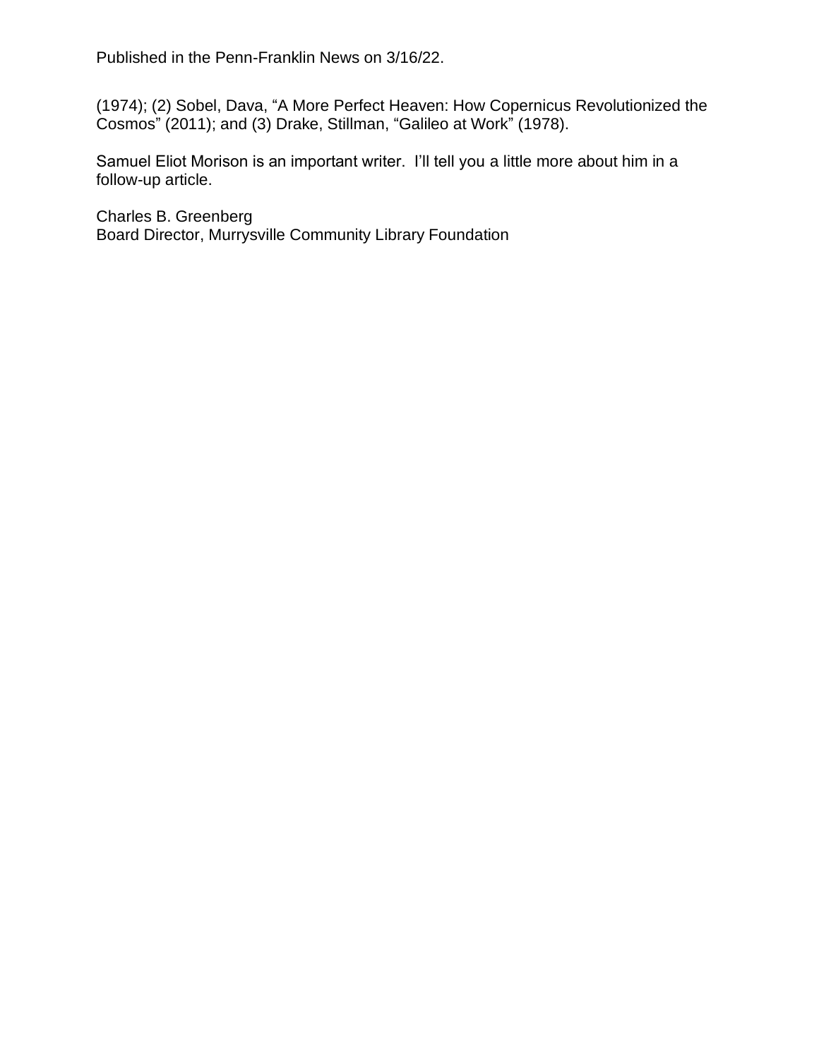Published in the Penn-Franklin News on 3/16/22.

(1974); (2) Sobel, Dava, "A More Perfect Heaven: How Copernicus Revolutionized the Cosmos" (2011); and (3) Drake, Stillman, "Galileo at Work" (1978).

Samuel Eliot Morison is an important writer. I'll tell you a little more about him in a follow-up article.

Charles B. Greenberg
Board Director, Murrysville Community Library Foundation